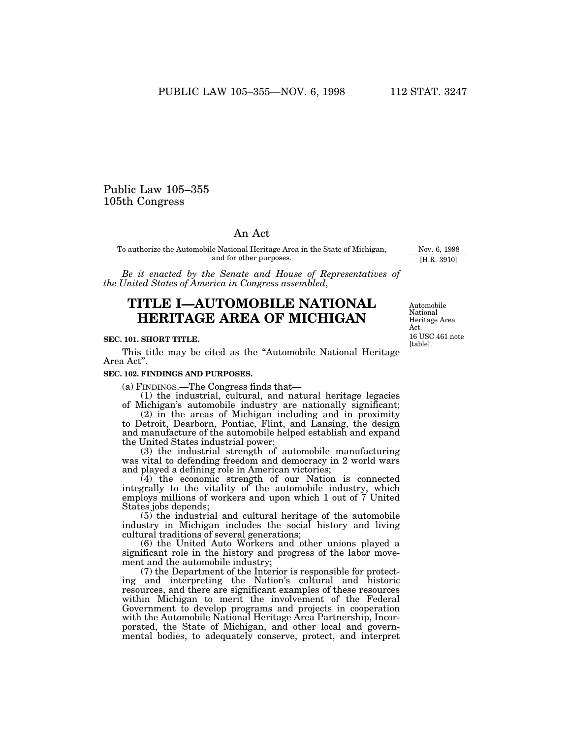Public Law 105–355
105th Congress

# An Act

To authorize the Automobile National Heritage Area in the State of Michigan, and for other purposes.

Nov. 6, 1998
[H.R. 3910]

*Be it enacted by the Senate and House of Representatives of the United States of America in Congress assembled*,

## TITLE I—AUTOMOBILE NATIONAL HERITAGE AREA OF MICHIGAN

Automobile National Heritage Area Act.
16 USC 461 note [table].

### SEC. 101. SHORT TITLE.

This title may be cited as the "Automobile National Heritage Area Act".

### SEC. 102. FINDINGS AND PURPOSES.

(a) FINDINGS.—The Congress finds that—

(1) the industrial, cultural, and natural heritage legacies of Michigan's automobile industry are nationally significant;

(2) in the areas of Michigan including and in proximity to Detroit, Dearborn, Pontiac, Flint, and Lansing, the design and manufacture of the automobile helped establish and expand the United States industrial power;

(3) the industrial strength of automobile manufacturing was vital to defending freedom and democracy in 2 world wars and played a defining role in American victories;

(4) the economic strength of our Nation is connected integrally to the vitality of the automobile industry, which employs millions of workers and upon which 1 out of 7 United States jobs depends;

(5) the industrial and cultural heritage of the automobile industry in Michigan includes the social history and living cultural traditions of several generations;

(6) the United Auto Workers and other unions played a significant role in the history and progress of the labor movement and the automobile industry;

(7) the Department of the Interior is responsible for protecting and interpreting the Nation's cultural and historic resources, and there are significant examples of these resources within Michigan to merit the involvement of the Federal Government to develop programs and projects in cooperation with the Automobile National Heritage Area Partnership, Incorporated, the State of Michigan, and other local and governmental bodies, to adequately conserve, protect, and interpret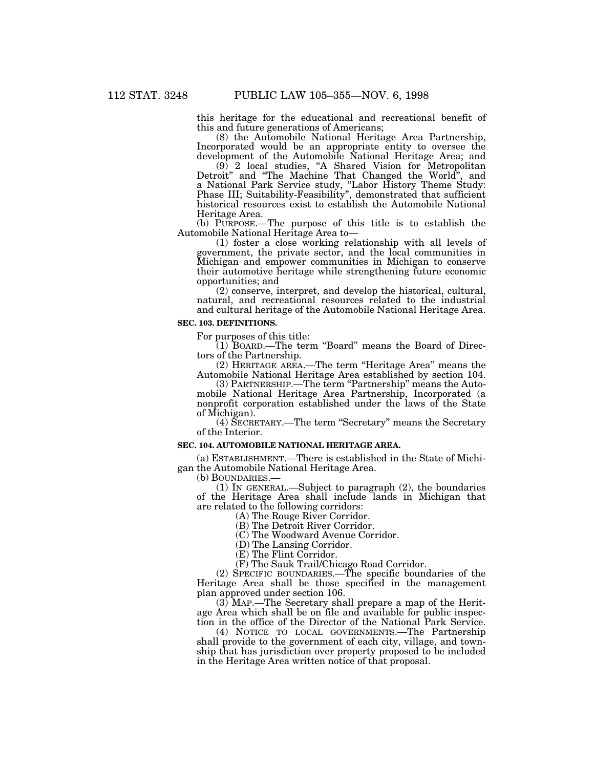this heritage for the educational and recreational benefit of this and future generations of Americans;

(8) the Automobile National Heritage Area Partnership, Incorporated would be an appropriate entity to oversee the development of the Automobile National Heritage Area; and

(9) 2 local studies, "A Shared Vision for Metropolitan Detroit" and "The Machine That Changed the World", and a National Park Service study, "Labor History Theme Study: Phase III; Suitability-Feasibility", demonstrated that sufficient historical resources exist to establish the Automobile National Heritage Area.

(b) PURPOSE.—The purpose of this title is to establish the Automobile National Heritage Area to—

(1) foster a close working relationship with all levels of government, the private sector, and the local communities in Michigan and empower communities in Michigan to conserve their automotive heritage while strengthening future economic opportunities; and

(2) conserve, interpret, and develop the historical, cultural, natural, and recreational resources related to the industrial and cultural heritage of the Automobile National Heritage Area.

**SEC. 103. DEFINITIONS.**

For purposes of this title:

(1) BOARD.—The term "Board" means the Board of Directors of the Partnership.

(2) HERITAGE AREA.—The term "Heritage Area" means the Automobile National Heritage Area established by section 104.

(3) PARTNERSHIP.—The term "Partnership" means the Automobile National Heritage Area Partnership, Incorporated (a nonprofit corporation established under the laws of the State of Michigan).

(4) SECRETARY.—The term "Secretary" means the Secretary of the Interior.

**SEC. 104. AUTOMOBILE NATIONAL HERITAGE AREA.**

(a) ESTABLISHMENT.—There is established in the State of Michigan the Automobile National Heritage Area.

(b) BOUNDARIES.—

(1) IN GENERAL.—Subject to paragraph (2), the boundaries of the Heritage Area shall include lands in Michigan that are related to the following corridors:

(A) The Rouge River Corridor.

(B) The Detroit River Corridor.

(C) The Woodward Avenue Corridor.

(D) The Lansing Corridor.

(E) The Flint Corridor.

(F) The Sauk Trail/Chicago Road Corridor.

(2) SPECIFIC BOUNDARIES.—The specific boundaries of the Heritage Area shall be those specified in the management plan approved under section 106.

(3) MAP.—The Secretary shall prepare a map of the Heritage Area which shall be on file and available for public inspection in the office of the Director of the National Park Service.

(4) NOTICE TO LOCAL GOVERNMENTS.—The Partnership shall provide to the government of each city, village, and township that has jurisdiction over property proposed to be included in the Heritage Area written notice of that proposal.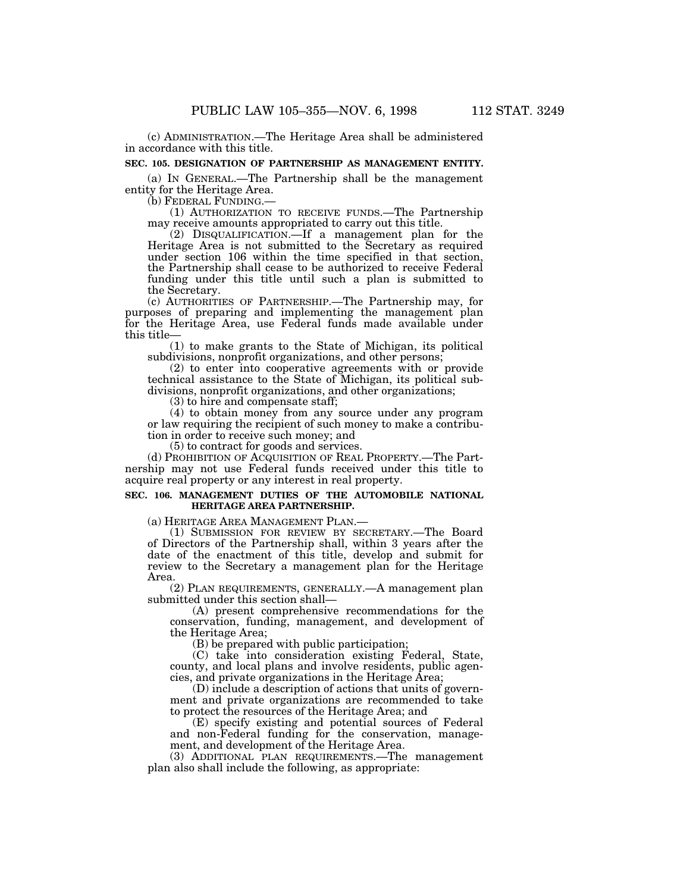(c) ADMINISTRATION.—The Heritage Area shall be administered in accordance with this title.

**SEC. 105. DESIGNATION OF PARTNERSHIP AS MANAGEMENT ENTITY.**

(a) IN GENERAL.—The Partnership shall be the management entity for the Heritage Area.

(b) FEDERAL FUNDING.—

(1) AUTHORIZATION TO RECEIVE FUNDS.—The Partnership may receive amounts appropriated to carry out this title.

(2) DISQUALIFICATION.—If a management plan for the Heritage Area is not submitted to the Secretary as required under section 106 within the time specified in that section, the Partnership shall cease to be authorized to receive Federal funding under this title until such a plan is submitted to the Secretary.

(c) AUTHORITIES OF PARTNERSHIP.—The Partnership may, for purposes of preparing and implementing the management plan for the Heritage Area, use Federal funds made available under this title—

(1) to make grants to the State of Michigan, its political subdivisions, nonprofit organizations, and other persons;

(2) to enter into cooperative agreements with or provide technical assistance to the State of Michigan, its political subdivisions, nonprofit organizations, and other organizations;

(3) to hire and compensate staff;

(4) to obtain money from any source under any program or law requiring the recipient of such money to make a contribution in order to receive such money; and

(5) to contract for goods and services.

(d) PROHIBITION OF ACQUISITION OF REAL PROPERTY.—The Partnership may not use Federal funds received under this title to acquire real property or any interest in real property.

**SEC. 106. MANAGEMENT DUTIES OF THE AUTOMOBILE NATIONAL HERITAGE AREA PARTNERSHIP.**

(a) HERITAGE AREA MANAGEMENT PLAN.—

(1) SUBMISSION FOR REVIEW BY SECRETARY.—The Board of Directors of the Partnership shall, within 3 years after the date of the enactment of this title, develop and submit for review to the Secretary a management plan for the Heritage Area.

(2) PLAN REQUIREMENTS, GENERALLY.—A management plan submitted under this section shall—

(A) present comprehensive recommendations for the conservation, funding, management, and development of the Heritage Area;

(B) be prepared with public participation;

(C) take into consideration existing Federal, State, county, and local plans and involve residents, public agencies, and private organizations in the Heritage Area;

(D) include a description of actions that units of government and private organizations are recommended to take to protect the resources of the Heritage Area; and

(E) specify existing and potential sources of Federal and non-Federal funding for the conservation, management, and development of the Heritage Area.

(3) ADDITIONAL PLAN REQUIREMENTS.—The management plan also shall include the following, as appropriate: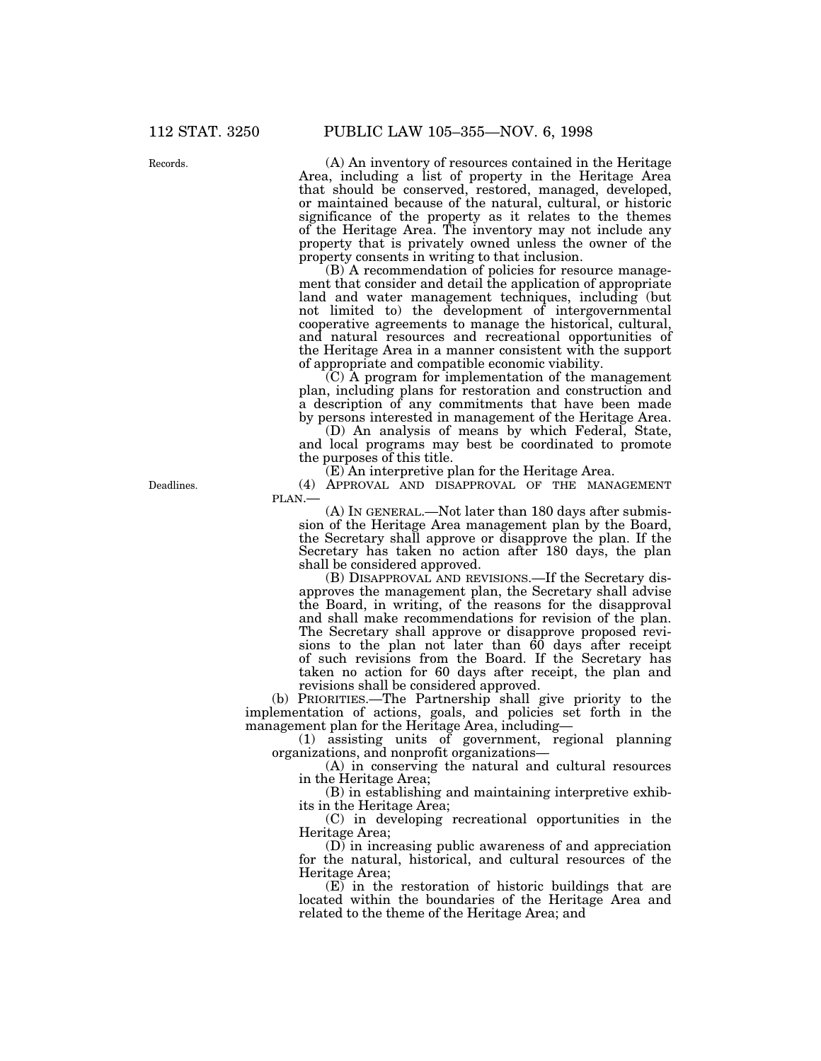(A) An inventory of resources contained in the Heritage Area, including a list of property in the Heritage Area that should be conserved, restored, managed, developed, or maintained because of the natural, cultural, or historic significance of the property as it relates to the themes of the Heritage Area. The inventory may not include any property that is privately owned unless the owner of the property consents in writing to that inclusion.

(B) A recommendation of policies for resource management that consider and detail the application of appropriate land and water management techniques, including (but not limited to) the development of intergovernmental cooperative agreements to manage the historical, cultural, and natural resources and recreational opportunities of the Heritage Area in a manner consistent with the support of appropriate and compatible economic viability.

(C) A program for implementation of the management plan, including plans for restoration and construction and a description of any commitments that have been made by persons interested in management of the Heritage Area.

(D) An analysis of means by which Federal, State, and local programs may best be coordinated to promote the purposes of this title.

(E) An interpretive plan for the Heritage Area.

(4) APPROVAL AND DISAPPROVAL OF THE MANAGEMENT PLAN.—

(A) IN GENERAL.—Not later than 180 days after submission of the Heritage Area management plan by the Board, the Secretary shall approve or disapprove the plan. If the Secretary has taken no action after 180 days, the plan shall be considered approved.

(B) DISAPPROVAL AND REVISIONS.—If the Secretary disapproves the management plan, the Secretary shall advise the Board, in writing, of the reasons for the disapproval and shall make recommendations for revision of the plan. The Secretary shall approve or disapprove proposed revisions to the plan not later than 60 days after receipt of such revisions from the Board. If the Secretary has taken no action for 60 days after receipt, the plan and revisions shall be considered approved.

(b) PRIORITIES.—The Partnership shall give priority to the implementation of actions, goals, and policies set forth in the management plan for the Heritage Area, including—

(1) assisting units of government, regional planning organizations, and nonprofit organizations—

(A) in conserving the natural and cultural resources in the Heritage Area;

(B) in establishing and maintaining interpretive exhibits in the Heritage Area;

(C) in developing recreational opportunities in the Heritage Area;

(D) in increasing public awareness of and appreciation for the natural, historical, and cultural resources of the Heritage Area;

(E) in the restoration of historic buildings that are located within the boundaries of the Heritage Area and related to the theme of the Heritage Area; and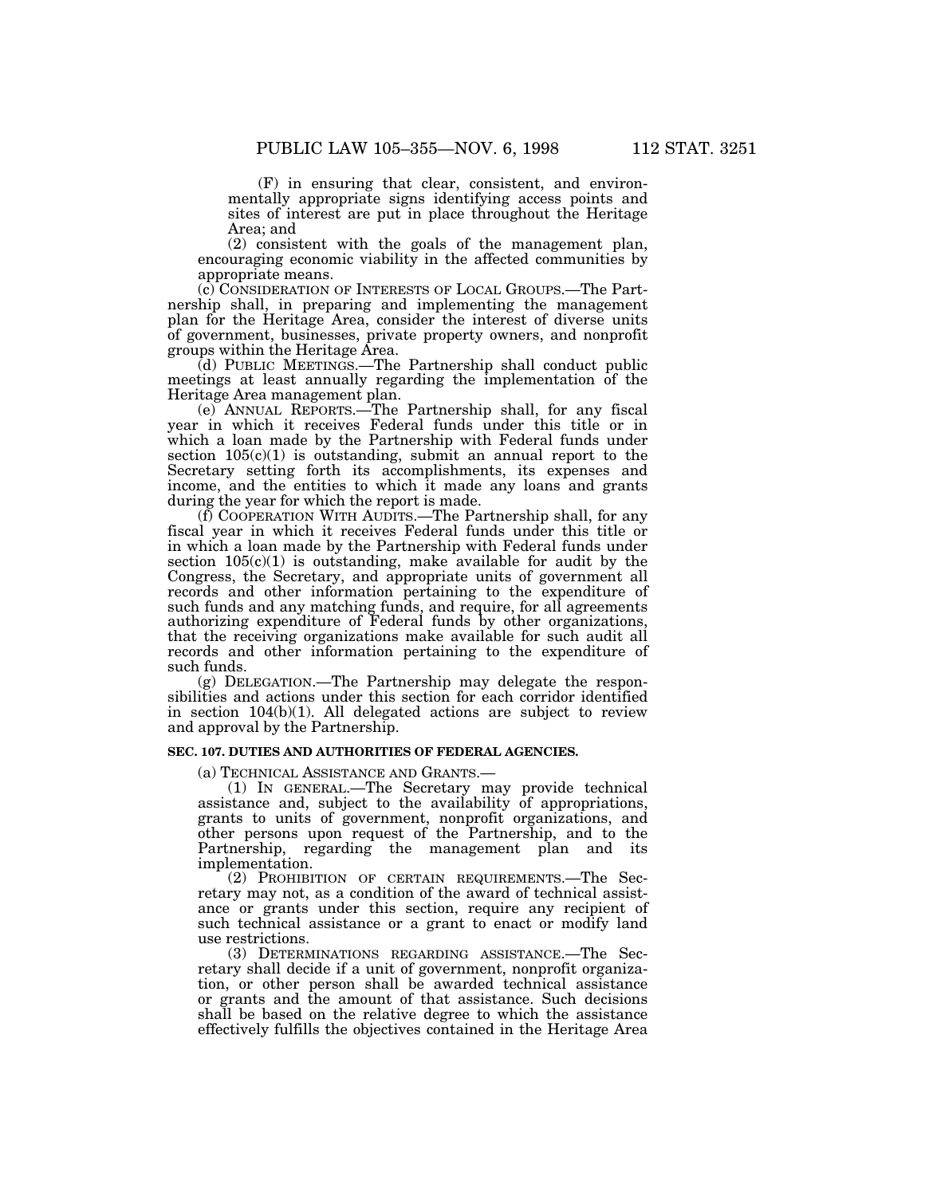(F) in ensuring that clear, consistent, and environmentally appropriate signs identifying access points and sites of interest are put in place throughout the Heritage Area; and

(2) consistent with the goals of the management plan, encouraging economic viability in the affected communities by appropriate means.

(c) CONSIDERATION OF INTERESTS OF LOCAL GROUPS.—The Partnership shall, in preparing and implementing the management plan for the Heritage Area, consider the interest of diverse units of government, businesses, private property owners, and nonprofit groups within the Heritage Area.

(d) PUBLIC MEETINGS.—The Partnership shall conduct public meetings at least annually regarding the implementation of the Heritage Area management plan.

(e) ANNUAL REPORTS.—The Partnership shall, for any fiscal year in which it receives Federal funds under this title or in which a loan made by the Partnership with Federal funds under section 105(c)(1) is outstanding, submit an annual report to the Secretary setting forth its accomplishments, its expenses and income, and the entities to which it made any loans and grants during the year for which the report is made.

(f) COOPERATION WITH AUDITS.—The Partnership shall, for any fiscal year in which it receives Federal funds under this title or in which a loan made by the Partnership with Federal funds under section 105(c)(1) is outstanding, make available for audit by the Congress, the Secretary, and appropriate units of government all records and other information pertaining to the expenditure of such funds and any matching funds, and require, for all agreements authorizing expenditure of Federal funds by other organizations, that the receiving organizations make available for such audit all records and other information pertaining to the expenditure of such funds.

(g) DELEGATION.—The Partnership may delegate the responsibilities and actions under this section for each corridor identified in section 104(b)(1). All delegated actions are subject to review and approval by the Partnership.

**SEC. 107. DUTIES AND AUTHORITIES OF FEDERAL AGENCIES.**

(a) TECHNICAL ASSISTANCE AND GRANTS.—

(1) IN GENERAL.—The Secretary may provide technical assistance and, subject to the availability of appropriations, grants to units of government, nonprofit organizations, and other persons upon request of the Partnership, and to the Partnership, regarding the management plan and its implementation.

(2) PROHIBITION OF CERTAIN REQUIREMENTS.—The Secretary may not, as a condition of the award of technical assistance or grants under this section, require any recipient of such technical assistance or a grant to enact or modify land use restrictions.

(3) DETERMINATIONS REGARDING ASSISTANCE.—The Secretary shall decide if a unit of government, nonprofit organization, or other person shall be awarded technical assistance or grants and the amount of that assistance. Such decisions shall be based on the relative degree to which the assistance effectively fulfills the objectives contained in the Heritage Area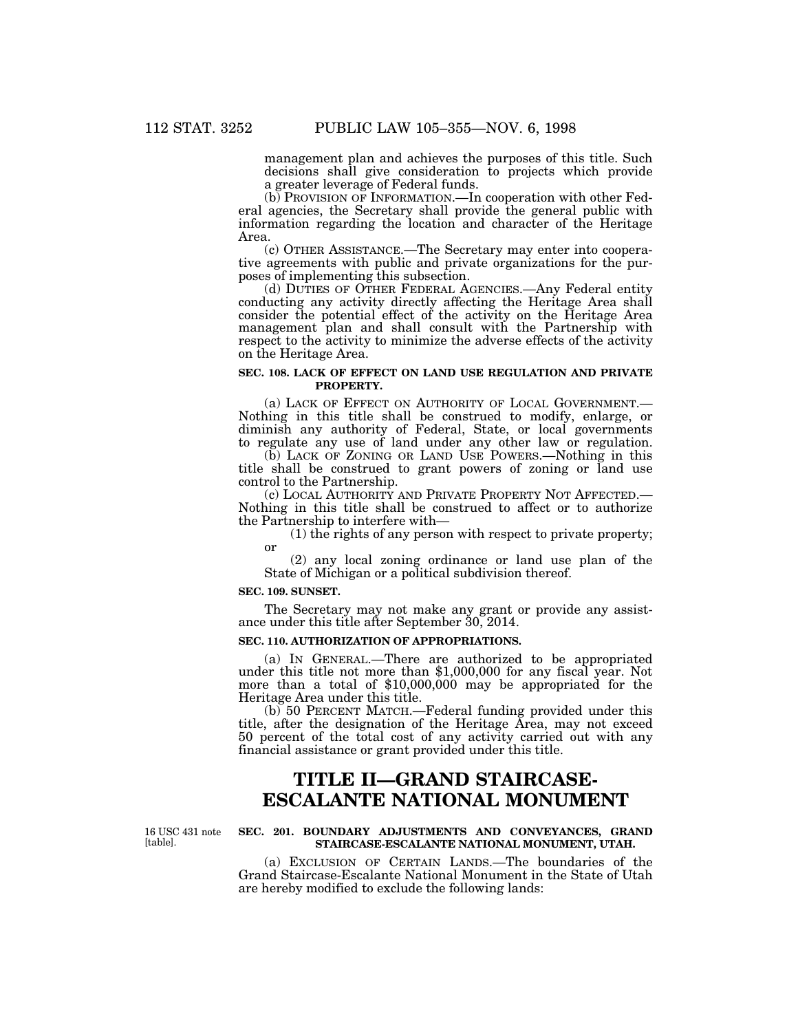management plan and achieves the purposes of this title. Such decisions shall give consideration to projects which provide a greater leverage of Federal funds.

(b) PROVISION OF INFORMATION.—In cooperation with other Federal agencies, the Secretary shall provide the general public with information regarding the location and character of the Heritage Area.

(c) OTHER ASSISTANCE.—The Secretary may enter into cooperative agreements with public and private organizations for the purposes of implementing this subsection.

(d) DUTIES OF OTHER FEDERAL AGENCIES.—Any Federal entity conducting any activity directly affecting the Heritage Area shall consider the potential effect of the activity on the Heritage Area management plan and shall consult with the Partnership with respect to the activity to minimize the adverse effects of the activity on the Heritage Area.

#### SEC. 108. LACK OF EFFECT ON LAND USE REGULATION AND PRIVATE PROPERTY.

(a) LACK OF EFFECT ON AUTHORITY OF LOCAL GOVERNMENT.—Nothing in this title shall be construed to modify, enlarge, or diminish any authority of Federal, State, or local governments to regulate any use of land under any other law or regulation.

(b) LACK OF ZONING OR LAND USE POWERS.—Nothing in this title shall be construed to grant powers of zoning or land use control to the Partnership.

(c) LOCAL AUTHORITY AND PRIVATE PROPERTY NOT AFFECTED.—Nothing in this title shall be construed to affect or to authorize the Partnership to interfere with—

(1) the rights of any person with respect to private property; or

(2) any local zoning ordinance or land use plan of the State of Michigan or a political subdivision thereof.

#### SEC. 109. SUNSET.

The Secretary may not make any grant or provide any assistance under this title after September 30, 2014.

#### SEC. 110. AUTHORIZATION OF APPROPRIATIONS.

(a) IN GENERAL.—There are authorized to be appropriated under this title not more than $1,000,000 for any fiscal year. Not more than a total of $10,000,000 may be appropriated for the Heritage Area under this title.

(b) 50 PERCENT MATCH.—Federal funding provided under this title, after the designation of the Heritage Area, may not exceed 50 percent of the total cost of any activity carried out with any financial assistance or grant provided under this title.

## TITLE II—GRAND STAIRCASE-ESCALANTE NATIONAL MONUMENT

16 USC 431 note [table].

#### SEC. 201. BOUNDARY ADJUSTMENTS AND CONVEYANCES, GRAND STAIRCASE-ESCALANTE NATIONAL MONUMENT, UTAH.

(a) EXCLUSION OF CERTAIN LANDS.—The boundaries of the Grand Staircase-Escalante National Monument in the State of Utah are hereby modified to exclude the following lands: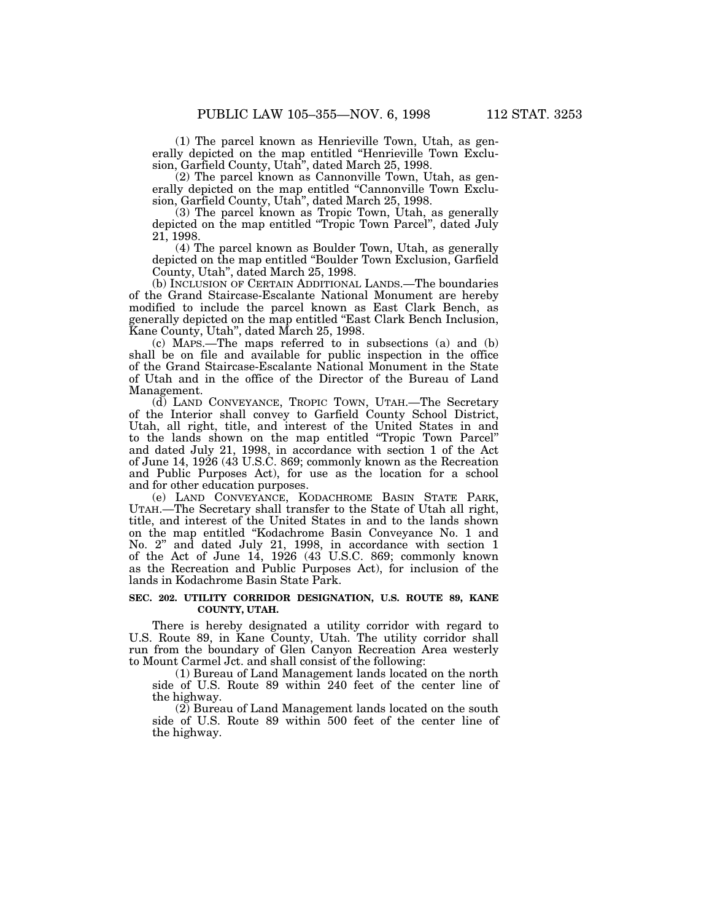(1) The parcel known as Henrieville Town, Utah, as generally depicted on the map entitled "Henrieville Town Exclusion, Garfield County, Utah", dated March 25, 1998.

(2) The parcel known as Cannonville Town, Utah, as generally depicted on the map entitled "Cannonville Town Exclusion, Garfield County, Utah", dated March 25, 1998.

(3) The parcel known as Tropic Town, Utah, as generally depicted on the map entitled "Tropic Town Parcel", dated July 21, 1998.

(4) The parcel known as Boulder Town, Utah, as generally depicted on the map entitled "Boulder Town Exclusion, Garfield County, Utah", dated March 25, 1998.

(b) INCLUSION OF CERTAIN ADDITIONAL LANDS.—The boundaries of the Grand Staircase-Escalante National Monument are hereby modified to include the parcel known as East Clark Bench, as generally depicted on the map entitled "East Clark Bench Inclusion, Kane County, Utah", dated March 25, 1998.

(c) MAPS.—The maps referred to in subsections (a) and (b) shall be on file and available for public inspection in the office of the Grand Staircase-Escalante National Monument in the State of Utah and in the office of the Director of the Bureau of Land Management.

(d) LAND CONVEYANCE, TROPIC TOWN, UTAH.—The Secretary of the Interior shall convey to Garfield County School District, Utah, all right, title, and interest of the United States in and to the lands shown on the map entitled "Tropic Town Parcel" and dated July 21, 1998, in accordance with section 1 of the Act of June 14, 1926 (43 U.S.C. 869; commonly known as the Recreation and Public Purposes Act), for use as the location for a school and for other education purposes.

(e) LAND CONVEYANCE, KODACHROME BASIN STATE PARK, UTAH.—The Secretary shall transfer to the State of Utah all right, title, and interest of the United States in and to the lands shown on the map entitled "Kodachrome Basin Conveyance No. 1 and No. 2" and dated July 21, 1998, in accordance with section 1 of the Act of June 14, 1926 (43 U.S.C. 869; commonly known as the Recreation and Public Purposes Act), for inclusion of the lands in Kodachrome Basin State Park.

**SEC. 202. UTILITY CORRIDOR DESIGNATION, U.S. ROUTE 89, KANE COUNTY, UTAH.**

There is hereby designated a utility corridor with regard to U.S. Route 89, in Kane County, Utah. The utility corridor shall run from the boundary of Glen Canyon Recreation Area westerly to Mount Carmel Jct. and shall consist of the following:

(1) Bureau of Land Management lands located on the north side of U.S. Route 89 within 240 feet of the center line of the highway.

(2) Bureau of Land Management lands located on the south side of U.S. Route 89 within 500 feet of the center line of the highway.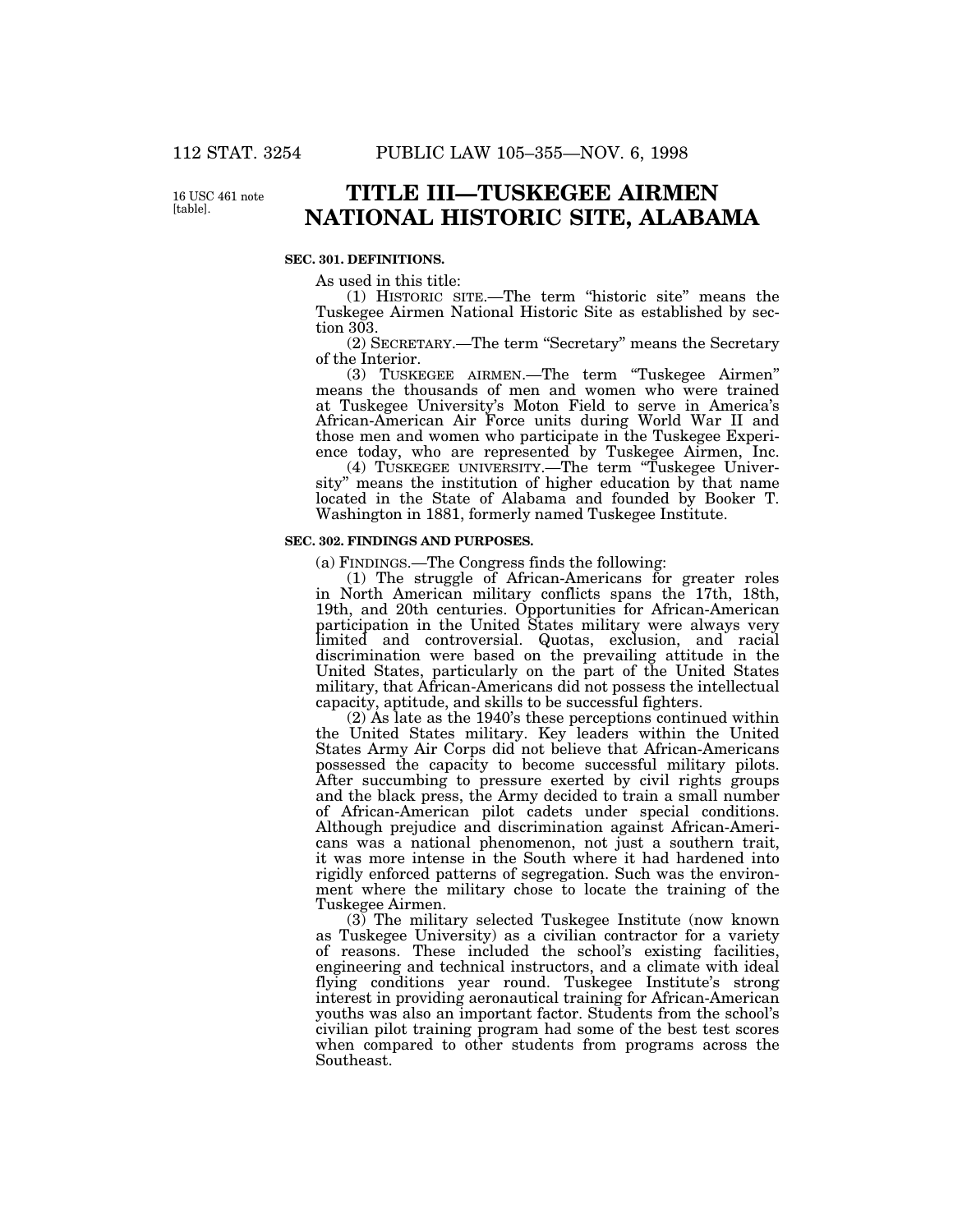16 USC 461 note [table].

# TITLE III—TUSKEGEE AIRMEN NATIONAL HISTORIC SITE, ALABAMA

**SEC. 301. DEFINITIONS.**

As used in this title:

(1) HISTORIC SITE.—The term “historic site” means the Tuskegee Airmen National Historic Site as established by section 303.

(2) SECRETARY.—The term “Secretary” means the Secretary of the Interior.

(3) TUSKEGEE AIRMEN.—The term “Tuskegee Airmen” means the thousands of men and women who were trained at Tuskegee University’s Moton Field to serve in America’s African-American Air Force units during World War II and those men and women who participate in the Tuskegee Experience today, who are represented by Tuskegee Airmen, Inc.

(4) TUSKEGEE UNIVERSITY.—The term “Tuskegee University” means the institution of higher education by that name located in the State of Alabama and founded by Booker T. Washington in 1881, formerly named Tuskegee Institute.

**SEC. 302. FINDINGS AND PURPOSES.**

(a) FINDINGS.—The Congress finds the following:

(1) The struggle of African-Americans for greater roles in North American military conflicts spans the 17th, 18th, 19th, and 20th centuries. Opportunities for African-American participation in the United States military were always very limited and controversial. Quotas, exclusion, and racial discrimination were based on the prevailing attitude in the United States, particularly on the part of the United States military, that African-Americans did not possess the intellectual capacity, aptitude, and skills to be successful fighters.

(2) As late as the 1940’s these perceptions continued within the United States military. Key leaders within the United States Army Air Corps did not believe that African-Americans possessed the capacity to become successful military pilots. After succumbing to pressure exerted by civil rights groups and the black press, the Army decided to train a small number of African-American pilot cadets under special conditions. Although prejudice and discrimination against African-Americans was a national phenomenon, not just a southern trait, it was more intense in the South where it had hardened into rigidly enforced patterns of segregation. Such was the environment where the military chose to locate the training of the Tuskegee Airmen.

(3) The military selected Tuskegee Institute (now known as Tuskegee University) as a civilian contractor for a variety of reasons. These included the school’s existing facilities, engineering and technical instructors, and a climate with ideal flying conditions year round. Tuskegee Institute’s strong interest in providing aeronautical training for African-American youths was also an important factor. Students from the school’s civilian pilot training program had some of the best test scores when compared to other students from programs across the Southeast.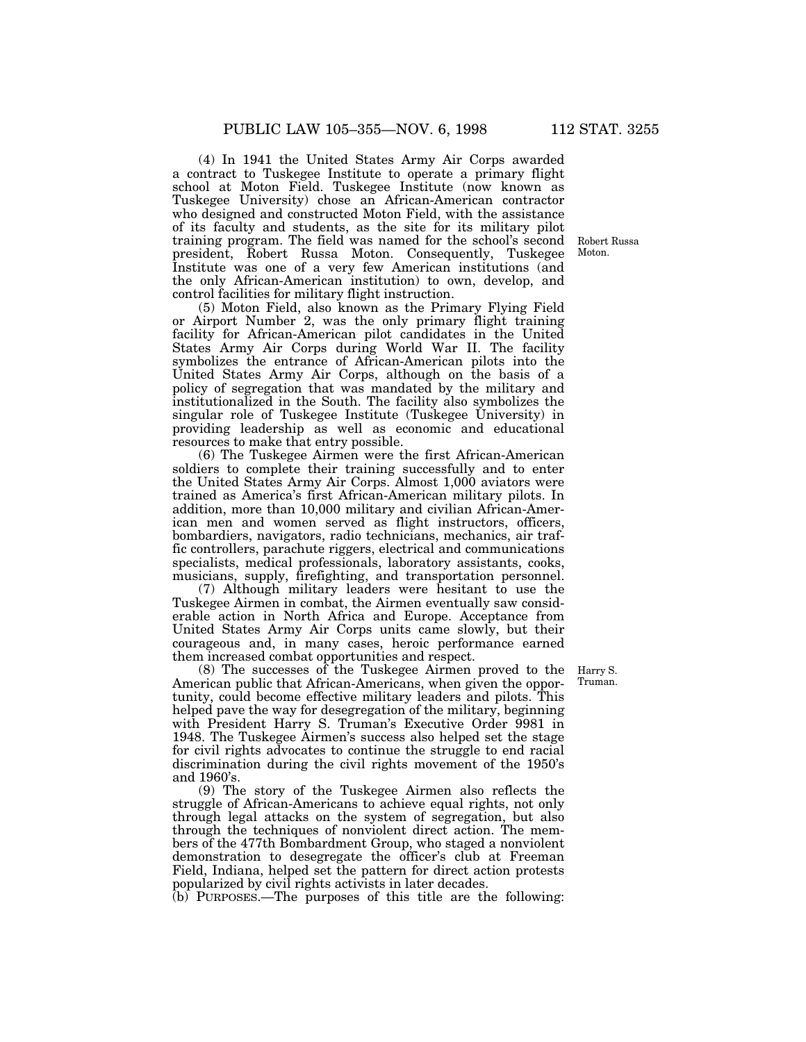(4) In 1941 the United States Army Air Corps awarded a contract to Tuskegee Institute to operate a primary flight school at Moton Field. Tuskegee Institute (now known as Tuskegee University) chose an African-American contractor who designed and constructed Moton Field, with the assistance of its faculty and students, as the site for its military pilot training program. The field was named for the school's second president, Robert Russa Moton. Consequently, Tuskegee Institute was one of a very few American institutions (and the only African-American institution) to own, develop, and control facilities for military flight instruction.

Robert Russa Moton.

(5) Moton Field, also known as the Primary Flying Field or Airport Number 2, was the only primary flight training facility for African-American pilot candidates in the United States Army Air Corps during World War II. The facility symbolizes the entrance of African-American pilots into the United States Army Air Corps, although on the basis of a policy of segregation that was mandated by the military and institutionalized in the South. The facility also symbolizes the singular role of Tuskegee Institute (Tuskegee University) in providing leadership as well as economic and educational resources to make that entry possible.

(6) The Tuskegee Airmen were the first African-American soldiers to complete their training successfully and to enter the United States Army Air Corps. Almost 1,000 aviators were trained as America's first African-American military pilots. In addition, more than 10,000 military and civilian African-American men and women served as flight instructors, officers, bombardiers, navigators, radio technicians, mechanics, air traffic controllers, parachute riggers, electrical and communications specialists, medical professionals, laboratory assistants, cooks, musicians, supply, firefighting, and transportation personnel.

(7) Although military leaders were hesitant to use the Tuskegee Airmen in combat, the Airmen eventually saw considerable action in North Africa and Europe. Acceptance from United States Army Air Corps units came slowly, but their courageous and, in many cases, heroic performance earned them increased combat opportunities and respect.

(8) The successes of the Tuskegee Airmen proved to the American public that African-Americans, when given the opportunity, could become effective military leaders and pilots. This helped pave the way for desegregation of the military, beginning with President Harry S. Truman's Executive Order 9981 in 1948. The Tuskegee Airmen's success also helped set the stage for civil rights advocates to continue the struggle to end racial discrimination during the civil rights movement of the 1950's and 1960's.

Harry S. Truman.

(9) The story of the Tuskegee Airmen also reflects the struggle of African-Americans to achieve equal rights, not only through legal attacks on the system of segregation, but also through the techniques of nonviolent direct action. The members of the 477th Bombardment Group, who staged a nonviolent demonstration to desegregate the officer's club at Freeman Field, Indiana, helped set the pattern for direct action protests popularized by civil rights activists in later decades.

(b) PURPOSES.—The purposes of this title are the following: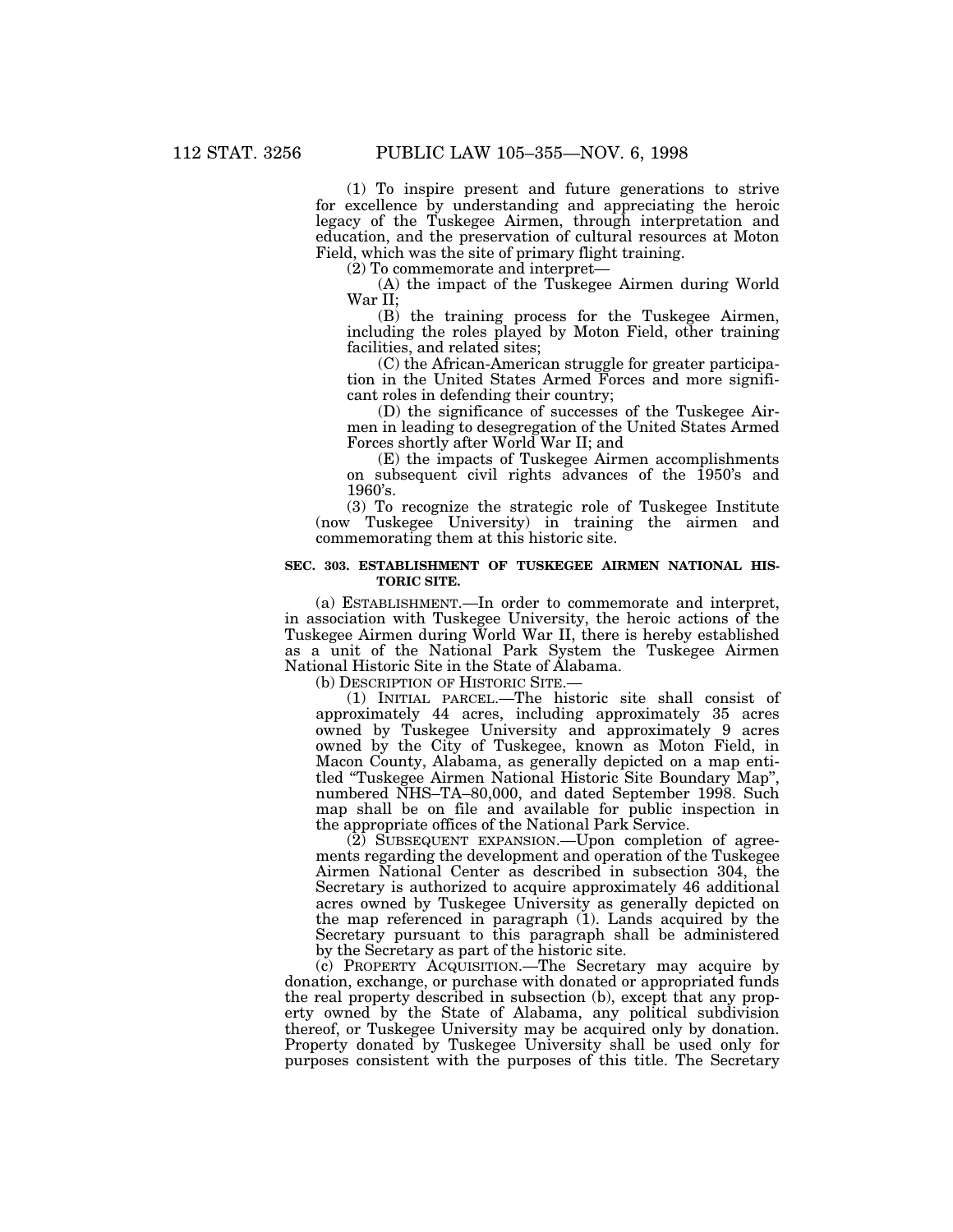(1) To inspire present and future generations to strive for excellence by understanding and appreciating the heroic legacy of the Tuskegee Airmen, through interpretation and education, and the preservation of cultural resources at Moton Field, which was the site of primary flight training.

(2) To commemorate and interpret—

(A) the impact of the Tuskegee Airmen during World War II;

(B) the training process for the Tuskegee Airmen, including the roles played by Moton Field, other training facilities, and related sites;

(C) the African-American struggle for greater participation in the United States Armed Forces and more significant roles in defending their country;

(D) the significance of successes of the Tuskegee Airmen in leading to desegregation of the United States Armed Forces shortly after World War II; and

(E) the impacts of Tuskegee Airmen accomplishments on subsequent civil rights advances of the 1950's and 1960's.

(3) To recognize the strategic role of Tuskegee Institute (now Tuskegee University) in training the airmen and commemorating them at this historic site.

**SEC. 303. ESTABLISHMENT OF TUSKEGEE AIRMEN NATIONAL HISTORIC SITE.**

(a) ESTABLISHMENT.—In order to commemorate and interpret, in association with Tuskegee University, the heroic actions of the Tuskegee Airmen during World War II, there is hereby established as a unit of the National Park System the Tuskegee Airmen National Historic Site in the State of Alabama.

(b) DESCRIPTION OF HISTORIC SITE.—

(1) INITIAL PARCEL.—The historic site shall consist of approximately 44 acres, including approximately 35 acres owned by Tuskegee University and approximately 9 acres owned by the City of Tuskegee, known as Moton Field, in Macon County, Alabama, as generally depicted on a map entitled "Tuskegee Airmen National Historic Site Boundary Map", numbered NHS–TA–80,000, and dated September 1998. Such map shall be on file and available for public inspection in the appropriate offices of the National Park Service.

(2) SUBSEQUENT EXPANSION.—Upon completion of agreements regarding the development and operation of the Tuskegee Airmen National Center as described in subsection 304, the Secretary is authorized to acquire approximately 46 additional acres owned by Tuskegee University as generally depicted on the map referenced in paragraph (1). Lands acquired by the Secretary pursuant to this paragraph shall be administered by the Secretary as part of the historic site.

(c) PROPERTY ACQUISITION.—The Secretary may acquire by donation, exchange, or purchase with donated or appropriated funds the real property described in subsection (b), except that any property owned by the State of Alabama, any political subdivision thereof, or Tuskegee University may be acquired only by donation. Property donated by Tuskegee University shall be used only for purposes consistent with the purposes of this title. The Secretary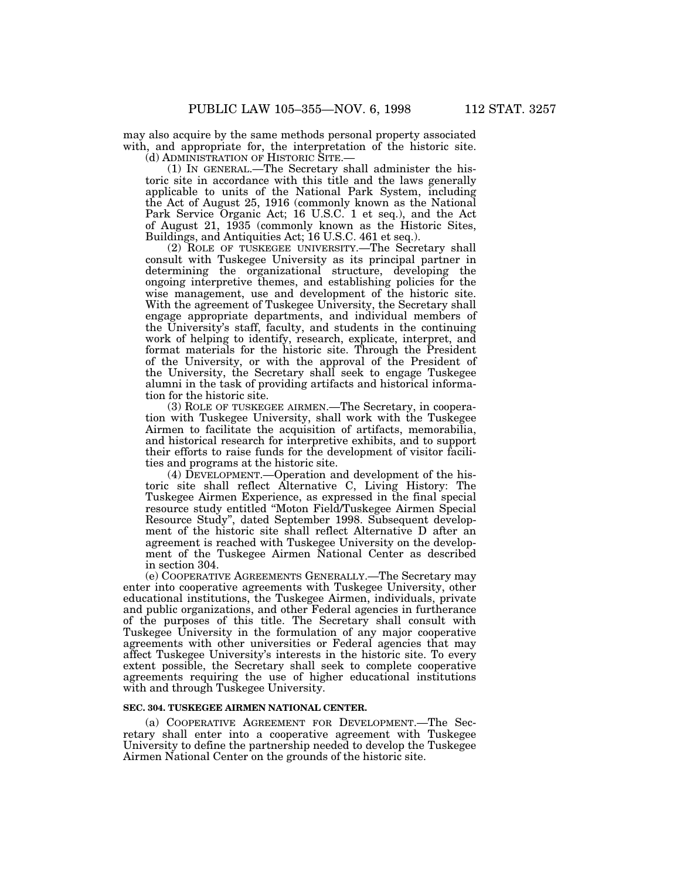may also acquire by the same methods personal property associated with, and appropriate for, the interpretation of the historic site.

(d) ADMINISTRATION OF HISTORIC SITE.—

(1) IN GENERAL.—The Secretary shall administer the historic site in accordance with this title and the laws generally applicable to units of the National Park System, including the Act of August 25, 1916 (commonly known as the National Park Service Organic Act; 16 U.S.C. 1 et seq.), and the Act of August 21, 1935 (commonly known as the Historic Sites, Buildings, and Antiquities Act; 16 U.S.C. 461 et seq.).

(2) ROLE OF TUSKEGEE UNIVERSITY.—The Secretary shall consult with Tuskegee University as its principal partner in determining the organizational structure, developing the ongoing interpretive themes, and establishing policies for the wise management, use and development of the historic site. With the agreement of Tuskegee University, the Secretary shall engage appropriate departments, and individual members of the University's staff, faculty, and students in the continuing work of helping to identify, research, explicate, interpret, and format materials for the historic site. Through the President of the University, or with the approval of the President of the University, the Secretary shall seek to engage Tuskegee alumni in the task of providing artifacts and historical information for the historic site.

(3) ROLE OF TUSKEGEE AIRMEN.—The Secretary, in cooperation with Tuskegee University, shall work with the Tuskegee Airmen to facilitate the acquisition of artifacts, memorabilia, and historical research for interpretive exhibits, and to support their efforts to raise funds for the development of visitor facilities and programs at the historic site.

(4) DEVELOPMENT.—Operation and development of the historic site shall reflect Alternative C, Living History: The Tuskegee Airmen Experience, as expressed in the final special resource study entitled "Moton Field/Tuskegee Airmen Special Resource Study", dated September 1998. Subsequent development of the historic site shall reflect Alternative D after an agreement is reached with Tuskegee University on the development of the Tuskegee Airmen National Center as described in section 304.

(e) COOPERATIVE AGREEMENTS GENERALLY.—The Secretary may enter into cooperative agreements with Tuskegee University, other educational institutions, the Tuskegee Airmen, individuals, private and public organizations, and other Federal agencies in furtherance of the purposes of this title. The Secretary shall consult with Tuskegee University in the formulation of any major cooperative agreements with other universities or Federal agencies that may affect Tuskegee University's interests in the historic site. To every extent possible, the Secretary shall seek to complete cooperative agreements requiring the use of higher educational institutions with and through Tuskegee University.

**SEC. 304. TUSKEGEE AIRMEN NATIONAL CENTER.**

(a) COOPERATIVE AGREEMENT FOR DEVELOPMENT.—The Secretary shall enter into a cooperative agreement with Tuskegee University to define the partnership needed to develop the Tuskegee Airmen National Center on the grounds of the historic site.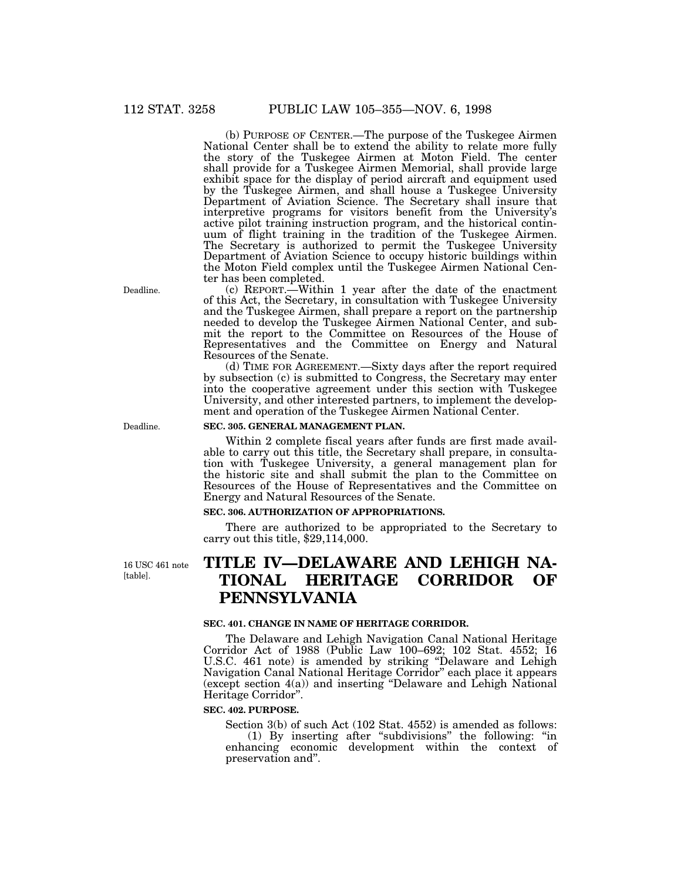(b) PURPOSE OF CENTER.—The purpose of the Tuskegee Airmen National Center shall be to extend the ability to relate more fully the story of the Tuskegee Airmen at Moton Field. The center shall provide for a Tuskegee Airmen Memorial, shall provide large exhibit space for the display of period aircraft and equipment used by the Tuskegee Airmen, and shall house a Tuskegee University Department of Aviation Science. The Secretary shall insure that interpretive programs for visitors benefit from the University's active pilot training instruction program, and the historical continuum of flight training in the tradition of the Tuskegee Airmen. The Secretary is authorized to permit the Tuskegee University Department of Aviation Science to occupy historic buildings within the Moton Field complex until the Tuskegee Airmen National Center has been completed.

Deadline.

(c) REPORT.—Within 1 year after the date of the enactment of this Act, the Secretary, in consultation with Tuskegee University and the Tuskegee Airmen, shall prepare a report on the partnership needed to develop the Tuskegee Airmen National Center, and submit the report to the Committee on Resources of the House of Representatives and the Committee on Energy and Natural Resources of the Senate.

(d) TIME FOR AGREEMENT.—Sixty days after the report required by subsection (c) is submitted to Congress, the Secretary may enter into the cooperative agreement under this section with Tuskegee University, and other interested partners, to implement the development and operation of the Tuskegee Airmen National Center.

Deadline.

**SEC. 305. GENERAL MANAGEMENT PLAN.**

Within 2 complete fiscal years after funds are first made available to carry out this title, the Secretary shall prepare, in consultation with Tuskegee University, a general management plan for the historic site and shall submit the plan to the Committee on Resources of the House of Representatives and the Committee on Energy and Natural Resources of the Senate.

**SEC. 306. AUTHORIZATION OF APPROPRIATIONS.**

There are authorized to be appropriated to the Secretary to carry out this title, $29,114,000.

16 USC 461 note [table].

# TITLE IV—DELAWARE AND LEHIGH NATIONAL HERITAGE CORRIDOR OF PENNSYLVANIA

**SEC. 401. CHANGE IN NAME OF HERITAGE CORRIDOR.**

The Delaware and Lehigh Navigation Canal National Heritage Corridor Act of 1988 (Public Law 100–692; 102 Stat. 4552; 16 U.S.C. 461 note) is amended by striking "Delaware and Lehigh Navigation Canal National Heritage Corridor" each place it appears (except section 4(a)) and inserting "Delaware and Lehigh National Heritage Corridor".

**SEC. 402. PURPOSE.**

Section 3(b) of such Act (102 Stat. 4552) is amended as follows:

(1) By inserting after "subdivisions" the following: "in enhancing economic development within the context of preservation and".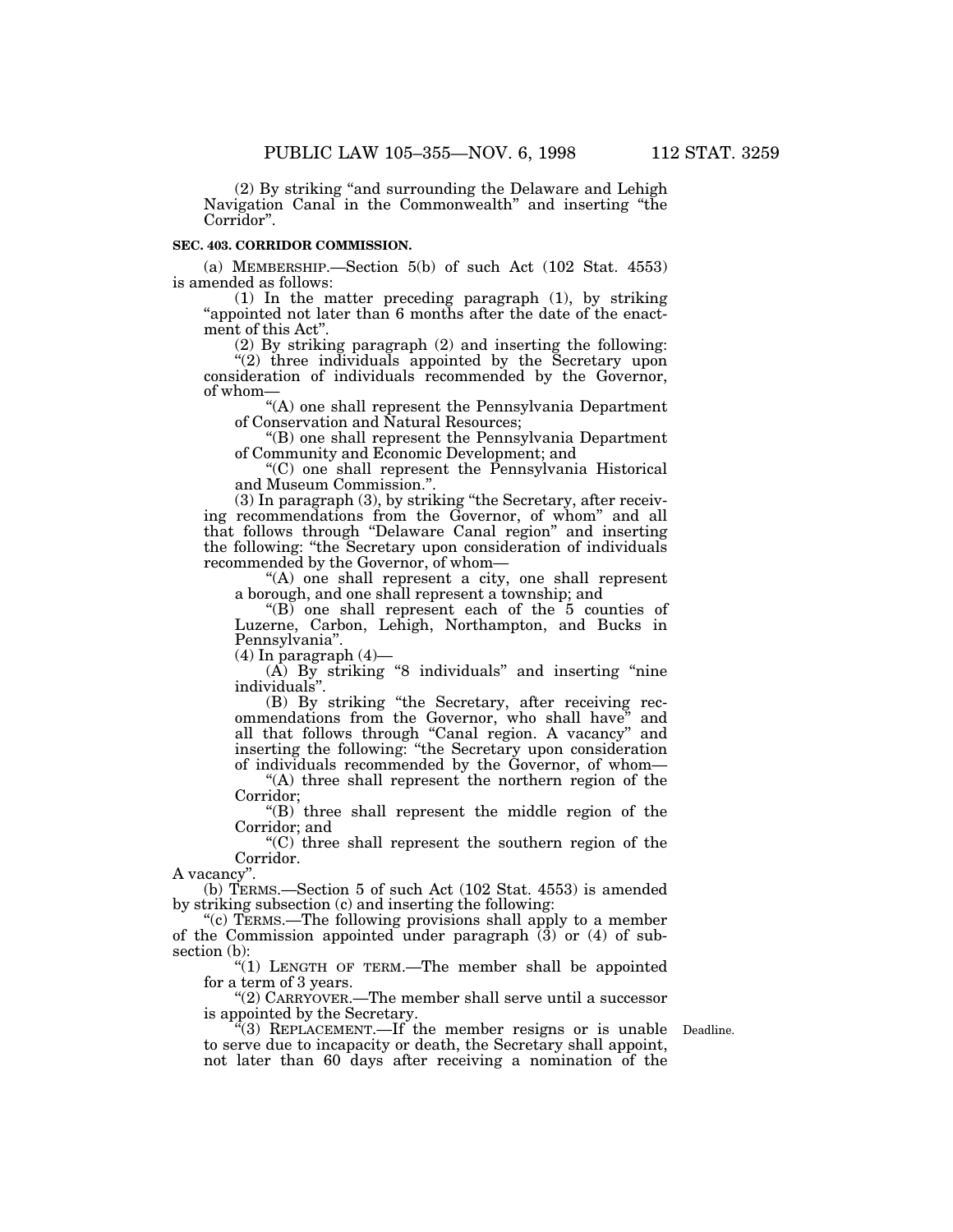(2) By striking "and surrounding the Delaware and Lehigh Navigation Canal in the Commonwealth" and inserting "the Corridor".

**SEC. 403. CORRIDOR COMMISSION.**

(a) MEMBERSHIP.—Section 5(b) of such Act (102 Stat. 4553) is amended as follows:

(1) In the matter preceding paragraph (1), by striking "appointed not later than 6 months after the date of the enactment of this Act".

(2) By striking paragraph (2) and inserting the following:

"(2) three individuals appointed by the Secretary upon consideration of individuals recommended by the Governor, of whom—

"(A) one shall represent the Pennsylvania Department of Conservation and Natural Resources;

"(B) one shall represent the Pennsylvania Department of Community and Economic Development; and

"(C) one shall represent the Pennsylvania Historical and Museum Commission.".

(3) In paragraph (3), by striking "the Secretary, after receiving recommendations from the Governor, of whom" and all that follows through "Delaware Canal region" and inserting the following: "the Secretary upon consideration of individuals recommended by the Governor, of whom—

"(A) one shall represent a city, one shall represent a borough, and one shall represent a township; and

"(B) one shall represent each of the 5 counties of Luzerne, Carbon, Lehigh, Northampton, and Bucks in Pennsylvania".

(4) In paragraph (4)—

(A) By striking "8 individuals" and inserting "nine individuals".

(B) By striking "the Secretary, after receiving recommendations from the Governor, who shall have" and all that follows through "Canal region. A vacancy" and inserting the following: "the Secretary upon consideration of individuals recommended by the Governor, of whom—

"(A) three shall represent the northern region of the Corridor;

"(B) three shall represent the middle region of the Corridor; and

"(C) three shall represent the southern region of the Corridor.

A vacancy".

(b) TERMS.—Section 5 of such Act (102 Stat. 4553) is amended by striking subsection (c) and inserting the following:

"(c) TERMS.—The following provisions shall apply to a member of the Commission appointed under paragraph (3) or (4) of subsection (b):

"(1) LENGTH OF TERM.—The member shall be appointed for a term of 3 years.

"(2) CARRYOVER.—The member shall serve until a successor is appointed by the Secretary.

"(3) REPLACEMENT.—If the member resigns or is unable to serve due to incapacity or death, the Secretary shall appoint, not later than 60 days after receiving a nomination of the

Deadline.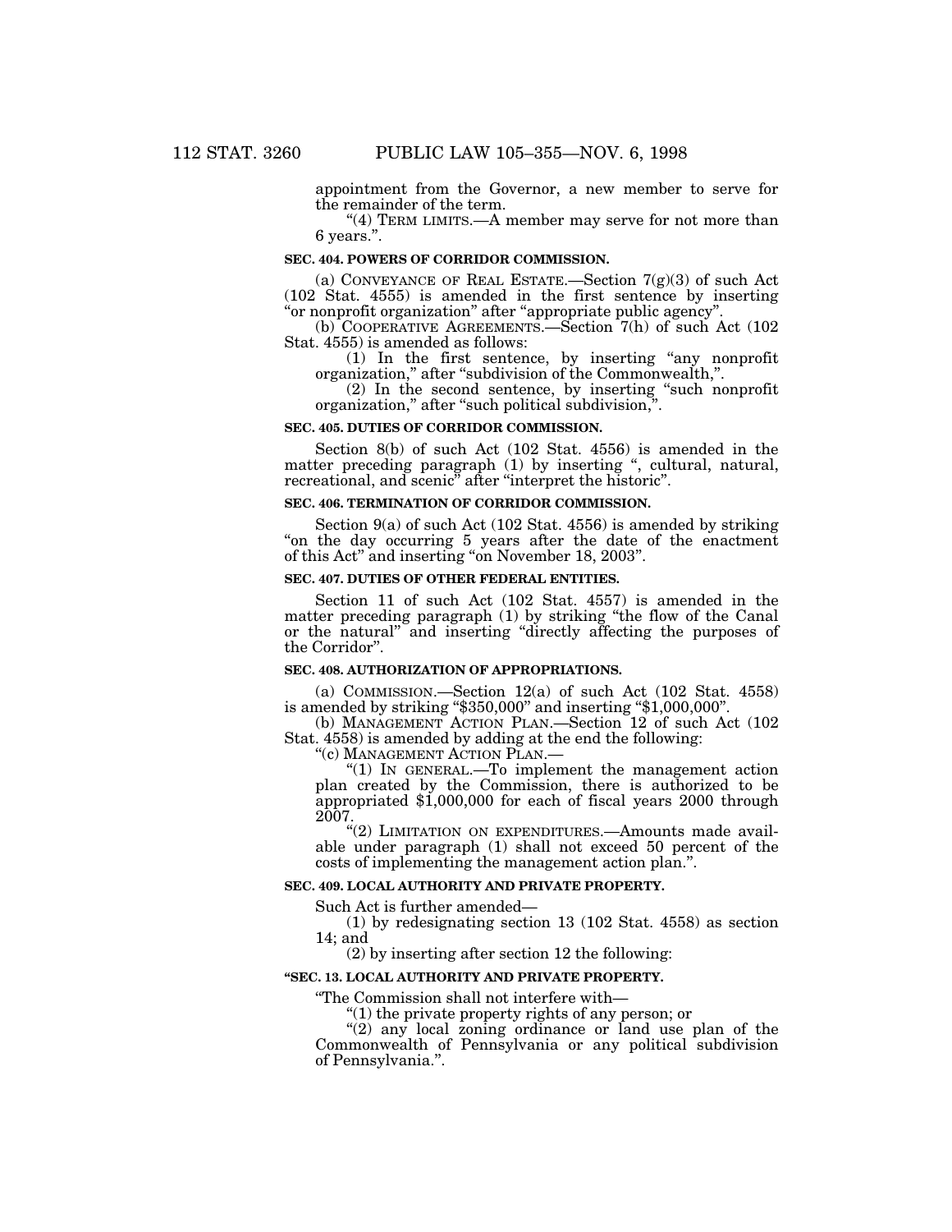appointment from the Governor, a new member to serve for the remainder of the term.

"(4) TERM LIMITS.—A member may serve for not more than 6 years.".

**SEC. 404. POWERS OF CORRIDOR COMMISSION.**

(a) CONVEYANCE OF REAL ESTATE.—Section 7(g)(3) of such Act (102 Stat. 4555) is amended in the first sentence by inserting "or nonprofit organization" after "appropriate public agency".

(b) COOPERATIVE AGREEMENTS.—Section 7(h) of such Act (102 Stat. 4555) is amended as follows:

(1) In the first sentence, by inserting "any nonprofit organization," after "subdivision of the Commonwealth,".

(2) In the second sentence, by inserting "such nonprofit organization," after "such political subdivision,".

**SEC. 405. DUTIES OF CORRIDOR COMMISSION.**

Section 8(b) of such Act (102 Stat. 4556) is amended in the matter preceding paragraph (1) by inserting ", cultural, natural, recreational, and scenic" after "interpret the historic".

**SEC. 406. TERMINATION OF CORRIDOR COMMISSION.**

Section 9(a) of such Act (102 Stat. 4556) is amended by striking "on the day occurring 5 years after the date of the enactment of this Act" and inserting "on November 18, 2003".

**SEC. 407. DUTIES OF OTHER FEDERAL ENTITIES.**

Section 11 of such Act (102 Stat. 4557) is amended in the matter preceding paragraph (1) by striking "the flow of the Canal or the natural" and inserting "directly affecting the purposes of the Corridor".

**SEC. 408. AUTHORIZATION OF APPROPRIATIONS.**

(a) COMMISSION.—Section 12(a) of such Act (102 Stat. 4558) is amended by striking "$350,000" and inserting "$1,000,000".

(b) MANAGEMENT ACTION PLAN.—Section 12 of such Act (102 Stat. 4558) is amended by adding at the end the following:

"(c) MANAGEMENT ACTION PLAN.—

"(1) IN GENERAL.—To implement the management action plan created by the Commission, there is authorized to be appropriated $1,000,000 for each of fiscal years 2000 through 2007.

"(2) LIMITATION ON EXPENDITURES.—Amounts made available under paragraph (1) shall not exceed 50 percent of the costs of implementing the management action plan.".

**SEC. 409. LOCAL AUTHORITY AND PRIVATE PROPERTY.**

Such Act is further amended—

(1) by redesignating section 13 (102 Stat. 4558) as section 14; and

(2) by inserting after section 12 the following:

**"SEC. 13. LOCAL AUTHORITY AND PRIVATE PROPERTY.**

"The Commission shall not interfere with—

"(1) the private property rights of any person; or

"(2) any local zoning ordinance or land use plan of the Commonwealth of Pennsylvania or any political subdivision of Pennsylvania.".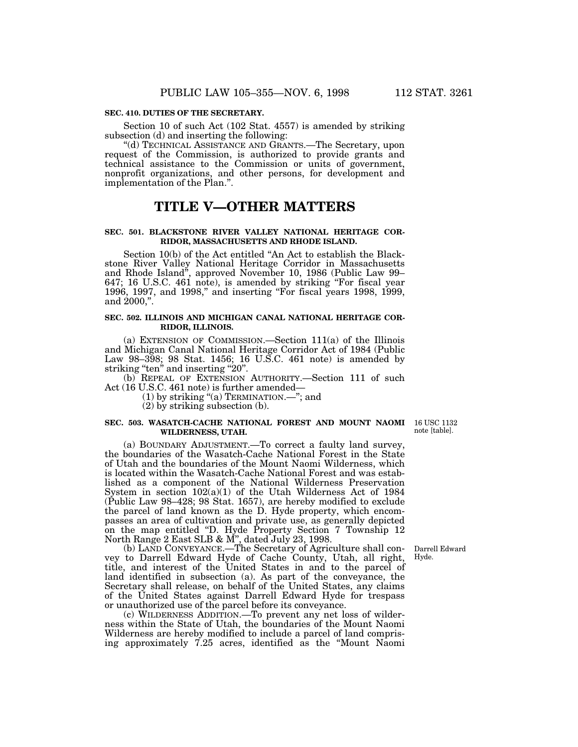**SEC. 410. DUTIES OF THE SECRETARY.**

Section 10 of such Act (102 Stat. 4557) is amended by striking subsection (d) and inserting the following:

"(d) TECHNICAL ASSISTANCE AND GRANTS.—The Secretary, upon request of the Commission, is authorized to provide grants and technical assistance to the Commission or units of government, nonprofit organizations, and other persons, for development and implementation of the Plan.".

# TITLE V—OTHER MATTERS

**SEC. 501. BLACKSTONE RIVER VALLEY NATIONAL HERITAGE CORRIDOR, MASSACHUSETTS AND RHODE ISLAND.**

Section 10(b) of the Act entitled "An Act to establish the Blackstone River Valley National Heritage Corridor in Massachusetts and Rhode Island", approved November 10, 1986 (Public Law 99–647; 16 U.S.C. 461 note), is amended by striking "For fiscal year 1996, 1997, and 1998," and inserting "For fiscal years 1998, 1999, and 2000,".

**SEC. 502. ILLINOIS AND MICHIGAN CANAL NATIONAL HERITAGE CORRIDOR, ILLINOIS.**

(a) EXTENSION OF COMMISSION.—Section 111(a) of the Illinois and Michigan Canal National Heritage Corridor Act of 1984 (Public Law 98–398; 98 Stat. 1456; 16 U.S.C. 461 note) is amended by striking "ten" and inserting "20".

(b) REPEAL OF EXTENSION AUTHORITY.—Section 111 of such Act (16 U.S.C. 461 note) is further amended—

(1) by striking "(a) TERMINATION.—"; and

(2) by striking subsection (b).

**SEC. 503. WASATCH-CACHE NATIONAL FOREST AND MOUNT NAOMI WILDERNESS, UTAH.**

16 USC 1132 note [table].

(a) BOUNDARY ADJUSTMENT.—To correct a faulty land survey, the boundaries of the Wasatch-Cache National Forest in the State of Utah and the boundaries of the Mount Naomi Wilderness, which is located within the Wasatch-Cache National Forest and was established as a component of the National Wilderness Preservation System in section 102(a)(1) of the Utah Wilderness Act of 1984 (Public Law 98–428; 98 Stat. 1657), are hereby modified to exclude the parcel of land known as the D. Hyde property, which encompasses an area of cultivation and private use, as generally depicted on the map entitled "D. Hyde Property Section 7 Township 12 North Range 2 East SLB & M", dated July 23, 1998.

Darrell Edward Hyde.

(b) LAND CONVEYANCE.—The Secretary of Agriculture shall convey to Darrell Edward Hyde of Cache County, Utah, all right, title, and interest of the United States in and to the parcel of land identified in subsection (a). As part of the conveyance, the Secretary shall release, on behalf of the United States, any claims of the United States against Darrell Edward Hyde for trespass or unauthorized use of the parcel before its conveyance.

(c) WILDERNESS ADDITION.—To prevent any net loss of wilderness within the State of Utah, the boundaries of the Mount Naomi Wilderness are hereby modified to include a parcel of land comprising approximately 7.25 acres, identified as the "Mount Naomi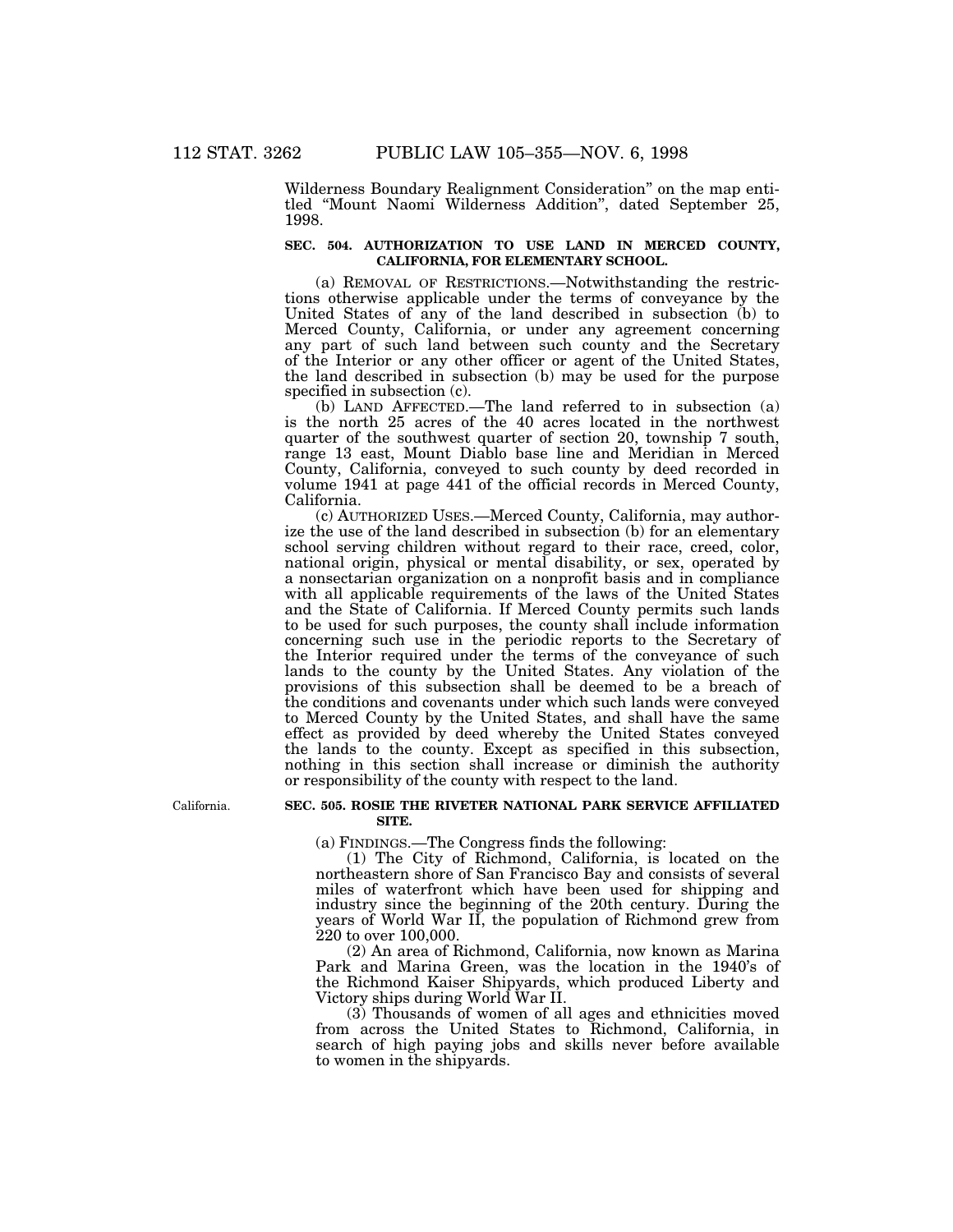Wilderness Boundary Realignment Consideration" on the map entitled "Mount Naomi Wilderness Addition", dated September 25, 1998.

**SEC. 504. AUTHORIZATION TO USE LAND IN MERCED COUNTY, CALIFORNIA, FOR ELEMENTARY SCHOOL.**

(a) REMOVAL OF RESTRICTIONS.—Notwithstanding the restrictions otherwise applicable under the terms of conveyance by the United States of any of the land described in subsection (b) to Merced County, California, or under any agreement concerning any part of such land between such county and the Secretary of the Interior or any other officer or agent of the United States, the land described in subsection (b) may be used for the purpose specified in subsection (c).

(b) LAND AFFECTED.—The land referred to in subsection (a) is the north 25 acres of the 40 acres located in the northwest quarter of the southwest quarter of section 20, township 7 south, range 13 east, Mount Diablo base line and Meridian in Merced County, California, conveyed to such county by deed recorded in volume 1941 at page 441 of the official records in Merced County, California.

(c) AUTHORIZED USES.—Merced County, California, may authorize the use of the land described in subsection (b) for an elementary school serving children without regard to their race, creed, color, national origin, physical or mental disability, or sex, operated by a nonsectarian organization on a nonprofit basis and in compliance with all applicable requirements of the laws of the United States and the State of California. If Merced County permits such lands to be used for such purposes, the county shall include information concerning such use in the periodic reports to the Secretary of the Interior required under the terms of the conveyance of such lands to the county by the United States. Any violation of the provisions of this subsection shall be deemed to be a breach of the conditions and covenants under which such lands were conveyed to Merced County by the United States, and shall have the same effect as provided by deed whereby the United States conveyed the lands to the county. Except as specified in this subsection, nothing in this section shall increase or diminish the authority or responsibility of the county with respect to the land.

California.

**SEC. 505. ROSIE THE RIVETER NATIONAL PARK SERVICE AFFILIATED SITE.**

(a) FINDINGS.—The Congress finds the following:

(1) The City of Richmond, California, is located on the northeastern shore of San Francisco Bay and consists of several miles of waterfront which have been used for shipping and industry since the beginning of the 20th century. During the years of World War II, the population of Richmond grew from 220 to over 100,000.

(2) An area of Richmond, California, now known as Marina Park and Marina Green, was the location in the 1940's of the Richmond Kaiser Shipyards, which produced Liberty and Victory ships during World War II.

(3) Thousands of women of all ages and ethnicities moved from across the United States to Richmond, California, in search of high paying jobs and skills never before available to women in the shipyards.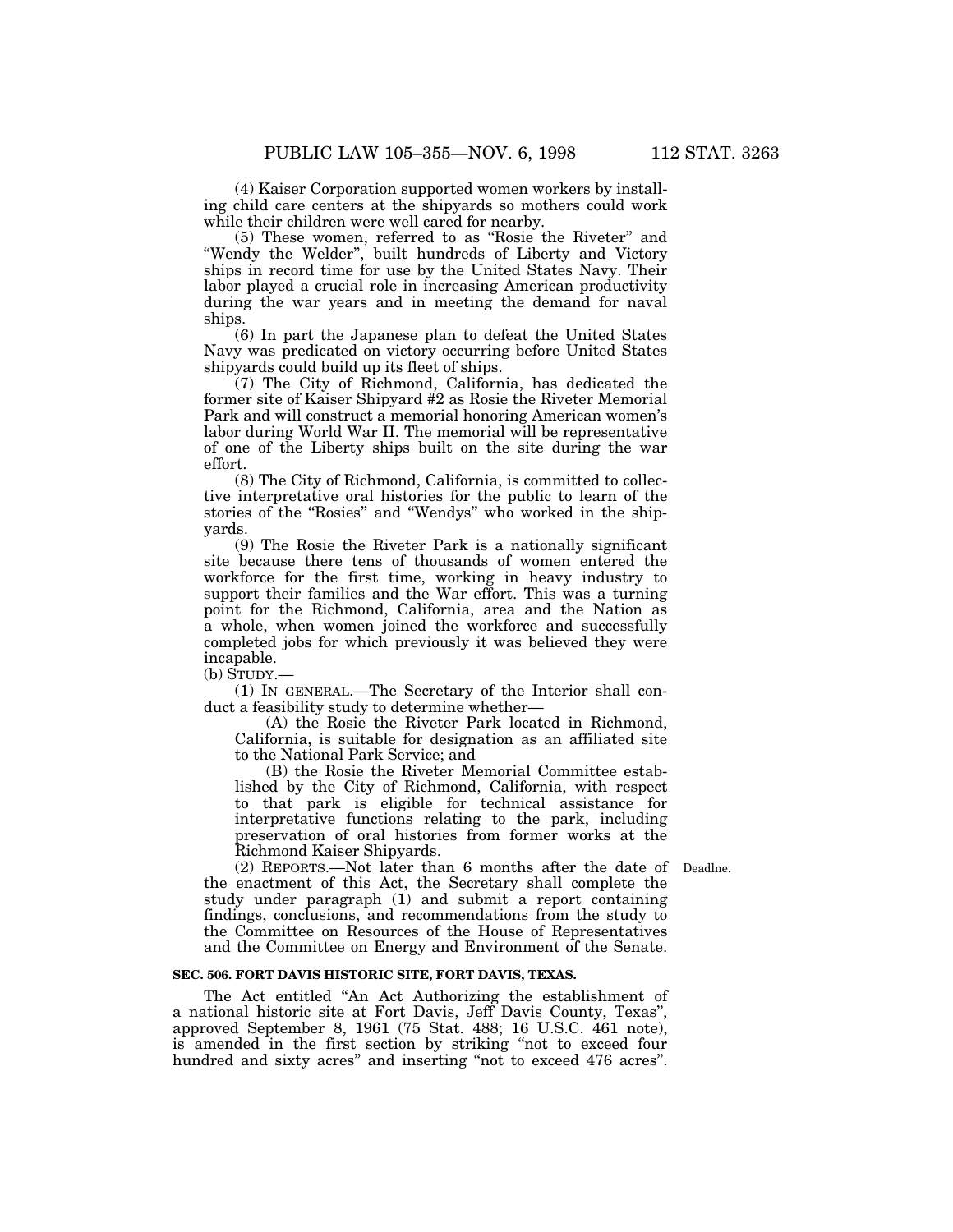(4) Kaiser Corporation supported women workers by installing child care centers at the shipyards so mothers could work while their children were well cared for nearby.

(5) These women, referred to as "Rosie the Riveter" and "Wendy the Welder", built hundreds of Liberty and Victory ships in record time for use by the United States Navy. Their labor played a crucial role in increasing American productivity during the war years and in meeting the demand for naval ships.

(6) In part the Japanese plan to defeat the United States Navy was predicated on victory occurring before United States shipyards could build up its fleet of ships.

(7) The City of Richmond, California, has dedicated the former site of Kaiser Shipyard #2 as Rosie the Riveter Memorial Park and will construct a memorial honoring American women's labor during World War II. The memorial will be representative of one of the Liberty ships built on the site during the war effort.

(8) The City of Richmond, California, is committed to collective interpretative oral histories for the public to learn of the stories of the "Rosies" and "Wendys" who worked in the shipyards.

(9) The Rosie the Riveter Park is a nationally significant site because there tens of thousands of women entered the workforce for the first time, working in heavy industry to support their families and the War effort. This was a turning point for the Richmond, California, area and the Nation as a whole, when women joined the workforce and successfully completed jobs for which previously it was believed they were incapable.

(b) STUDY.—

(1) IN GENERAL.—The Secretary of the Interior shall conduct a feasibility study to determine whether—

(A) the Rosie the Riveter Park located in Richmond, California, is suitable for designation as an affiliated site to the National Park Service; and

(B) the Rosie the Riveter Memorial Committee established by the City of Richmond, California, with respect to that park is eligible for technical assistance for interpretative functions relating to the park, including preservation of oral histories from former works at the Richmond Kaiser Shipyards.

(2) REPORTS.—Not later than 6 months after the date of the enactment of this Act, the Secretary shall complete the study under paragraph (1) and submit a report containing findings, conclusions, and recommendations from the study to the Committee on Resources of the House of Representatives and the Committee on Energy and Environment of the Senate.

Deadlne.

**SEC. 506. FORT DAVIS HISTORIC SITE, FORT DAVIS, TEXAS.**

The Act entitled "An Act Authorizing the establishment of a national historic site at Fort Davis, Jeff Davis County, Texas", approved September 8, 1961 (75 Stat. 488; 16 U.S.C. 461 note), is amended in the first section by striking "not to exceed four hundred and sixty acres" and inserting "not to exceed 476 acres".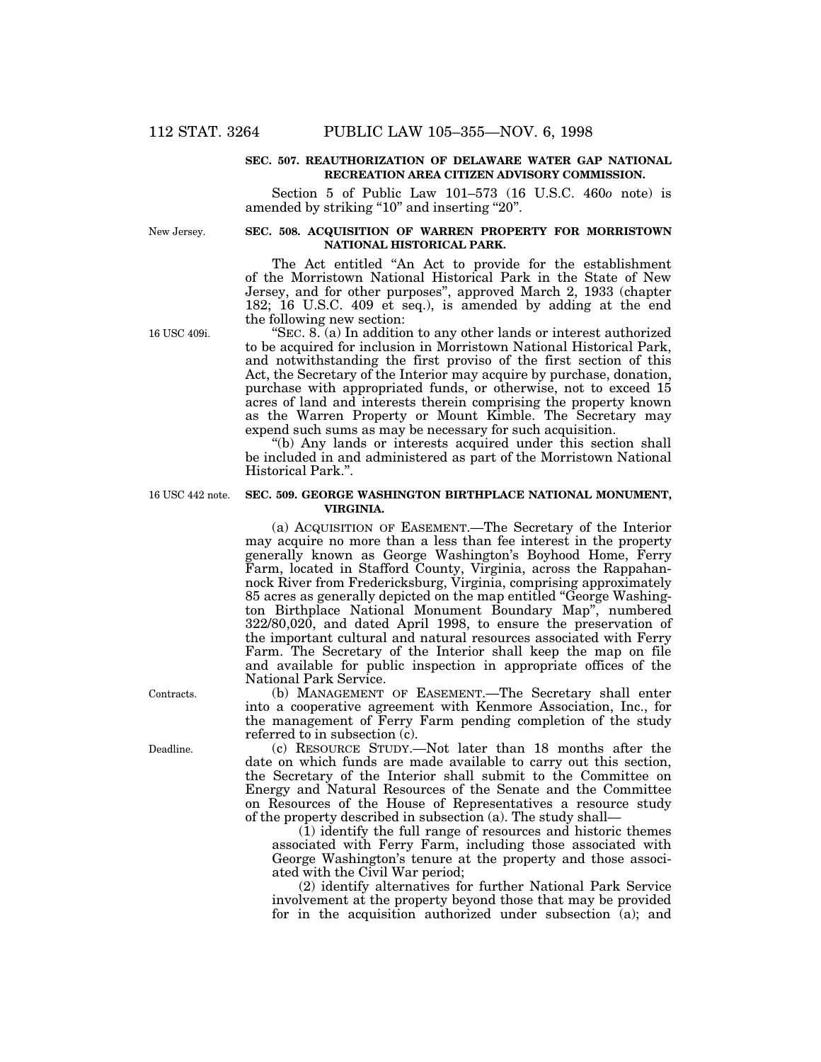**SEC. 507. REAUTHORIZATION OF DELAWARE WATER GAP NATIONAL RECREATION AREA CITIZEN ADVISORY COMMISSION.**

Section 5 of Public Law 101–573 (16 U.S.C. 460*o* note) is amended by striking "10" and inserting "20".

New Jersey.

**SEC. 508. ACQUISITION OF WARREN PROPERTY FOR MORRISTOWN NATIONAL HISTORICAL PARK.**

The Act entitled "An Act to provide for the establishment of the Morristown National Historical Park in the State of New Jersey, and for other purposes", approved March 2, 1933 (chapter 182; 16 U.S.C. 409 et seq.), is amended by adding at the end the following new section:

16 USC 409i.

"SEC. 8. (a) In addition to any other lands or interest authorized to be acquired for inclusion in Morristown National Historical Park, and notwithstanding the first proviso of the first section of this Act, the Secretary of the Interior may acquire by purchase, donation, purchase with appropriated funds, or otherwise, not to exceed 15 acres of land and interests therein comprising the property known as the Warren Property or Mount Kimble. The Secretary may expend such sums as may be necessary for such acquisition.

"(b) Any lands or interests acquired under this section shall be included in and administered as part of the Morristown National Historical Park.".

16 USC 442 note.

**SEC. 509. GEORGE WASHINGTON BIRTHPLACE NATIONAL MONUMENT, VIRGINIA.**

(a) ACQUISITION OF EASEMENT.—The Secretary of the Interior may acquire no more than a less than fee interest in the property generally known as George Washington's Boyhood Home, Ferry Farm, located in Stafford County, Virginia, across the Rappahannock River from Fredericksburg, Virginia, comprising approximately 85 acres as generally depicted on the map entitled "George Washington Birthplace National Monument Boundary Map", numbered 322/80,020, and dated April 1998, to ensure the preservation of the important cultural and natural resources associated with Ferry Farm. The Secretary of the Interior shall keep the map on file and available for public inspection in appropriate offices of the National Park Service.

Contracts.

(b) MANAGEMENT OF EASEMENT.—The Secretary shall enter into a cooperative agreement with Kenmore Association, Inc., for the management of Ferry Farm pending completion of the study referred to in subsection (c).

Deadline.

(c) RESOURCE STUDY.—Not later than 18 months after the date on which funds are made available to carry out this section, the Secretary of the Interior shall submit to the Committee on Energy and Natural Resources of the Senate and the Committee on Resources of the House of Representatives a resource study of the property described in subsection (a). The study shall—

(1) identify the full range of resources and historic themes associated with Ferry Farm, including those associated with George Washington's tenure at the property and those associated with the Civil War period;

(2) identify alternatives for further National Park Service involvement at the property beyond those that may be provided for in the acquisition authorized under subsection (a); and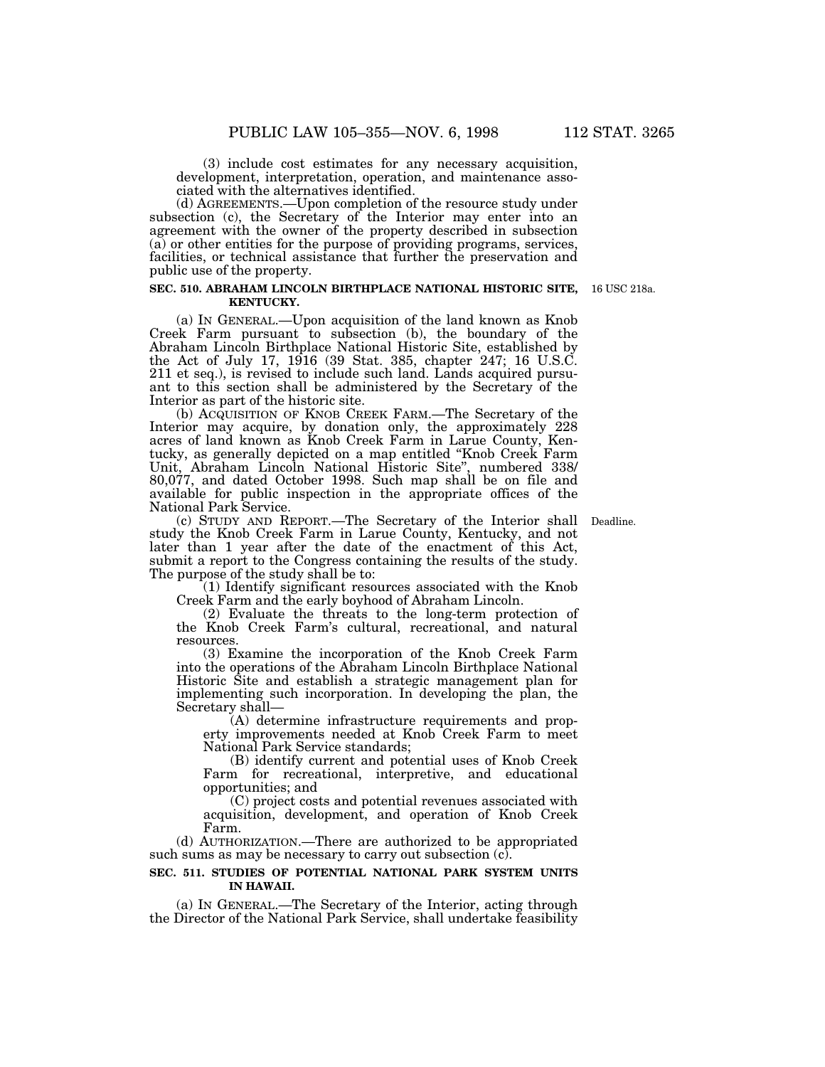(3) include cost estimates for any necessary acquisition, development, interpretation, operation, and maintenance associated with the alternatives identified.

(d) AGREEMENTS.—Upon completion of the resource study under subsection (c), the Secretary of the Interior may enter into an agreement with the owner of the property described in subsection (a) or other entities for the purpose of providing programs, services, facilities, or technical assistance that further the preservation and public use of the property.

**SEC. 510. ABRAHAM LINCOLN BIRTHPLACE NATIONAL HISTORIC SITE, KENTUCKY.**

16 USC 218a.

(a) IN GENERAL.—Upon acquisition of the land known as Knob Creek Farm pursuant to subsection (b), the boundary of the Abraham Lincoln Birthplace National Historic Site, established by the Act of July 17, 1916 (39 Stat. 385, chapter 247; 16 U.S.C. 211 et seq.), is revised to include such land. Lands acquired pursuant to this section shall be administered by the Secretary of the Interior as part of the historic site.

(b) ACQUISITION OF KNOB CREEK FARM.—The Secretary of the Interior may acquire, by donation only, the approximately 228 acres of land known as Knob Creek Farm in Larue County, Kentucky, as generally depicted on a map entitled "Knob Creek Farm Unit, Abraham Lincoln National Historic Site", numbered 338/80,077, and dated October 1998. Such map shall be on file and available for public inspection in the appropriate offices of the National Park Service.

Deadline.

(c) STUDY AND REPORT.—The Secretary of the Interior shall study the Knob Creek Farm in Larue County, Kentucky, and not later than 1 year after the date of the enactment of this Act, submit a report to the Congress containing the results of the study. The purpose of the study shall be to:

(1) Identify significant resources associated with the Knob Creek Farm and the early boyhood of Abraham Lincoln.

(2) Evaluate the threats to the long-term protection of the Knob Creek Farm's cultural, recreational, and natural resources.

(3) Examine the incorporation of the Knob Creek Farm into the operations of the Abraham Lincoln Birthplace National Historic Site and establish a strategic management plan for implementing such incorporation. In developing the plan, the Secretary shall—

(A) determine infrastructure requirements and property improvements needed at Knob Creek Farm to meet National Park Service standards;

(B) identify current and potential uses of Knob Creek Farm for recreational, interpretive, and educational opportunities; and

(C) project costs and potential revenues associated with acquisition, development, and operation of Knob Creek Farm.

(d) AUTHORIZATION.—There are authorized to be appropriated such sums as may be necessary to carry out subsection (c).

**SEC. 511. STUDIES OF POTENTIAL NATIONAL PARK SYSTEM UNITS IN HAWAII.**

(a) IN GENERAL.—The Secretary of the Interior, acting through the Director of the National Park Service, shall undertake feasibility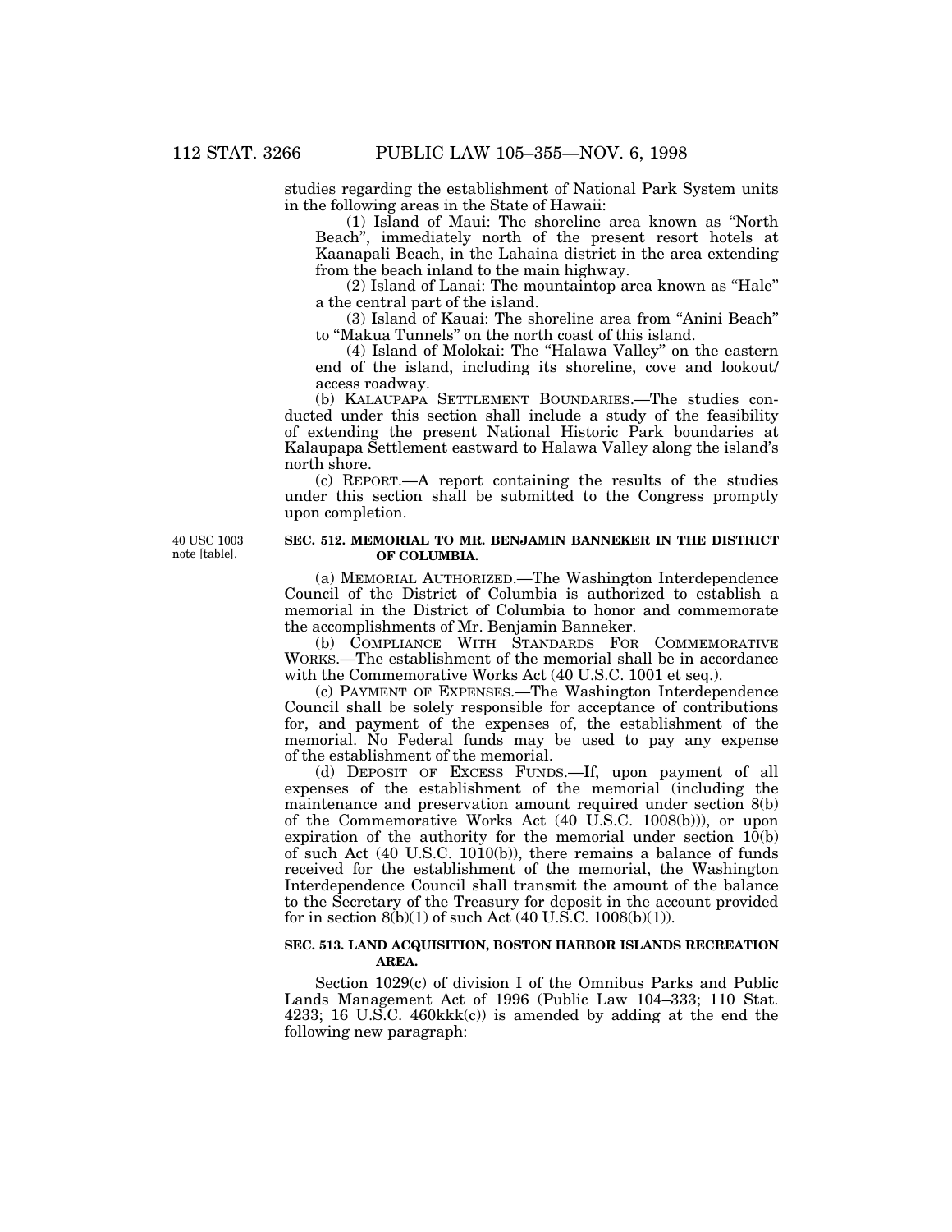studies regarding the establishment of National Park System units in the following areas in the State of Hawaii:

(1) Island of Maui: The shoreline area known as "North Beach", immediately north of the present resort hotels at Kaanapali Beach, in the Lahaina district in the area extending from the beach inland to the main highway.

(2) Island of Lanai: The mountaintop area known as "Hale" a the central part of the island.

(3) Island of Kauai: The shoreline area from "Anini Beach" to "Makua Tunnels" on the north coast of this island.

(4) Island of Molokai: The "Halawa Valley" on the eastern end of the island, including its shoreline, cove and lookout/access roadway.

(b) KALAUPAPA SETTLEMENT BOUNDARIES.—The studies conducted under this section shall include a study of the feasibility of extending the present National Historic Park boundaries at Kalaupapa Settlement eastward to Halawa Valley along the island's north shore.

(c) REPORT.—A report containing the results of the studies under this section shall be submitted to the Congress promptly upon completion.

40 USC 1003 note [table].

**SEC. 512. MEMORIAL TO MR. BENJAMIN BANNEKER IN THE DISTRICT OF COLUMBIA.**

(a) MEMORIAL AUTHORIZED.—The Washington Interdependence Council of the District of Columbia is authorized to establish a memorial in the District of Columbia to honor and commemorate the accomplishments of Mr. Benjamin Banneker.

(b) COMPLIANCE WITH STANDARDS FOR COMMEMORATIVE WORKS.—The establishment of the memorial shall be in accordance with the Commemorative Works Act (40 U.S.C. 1001 et seq.).

(c) PAYMENT OF EXPENSES.—The Washington Interdependence Council shall be solely responsible for acceptance of contributions for, and payment of the expenses of, the establishment of the memorial. No Federal funds may be used to pay any expense of the establishment of the memorial.

(d) DEPOSIT OF EXCESS FUNDS.—If, upon payment of all expenses of the establishment of the memorial (including the maintenance and preservation amount required under section 8(b) of the Commemorative Works Act (40 U.S.C. 1008(b))), or upon expiration of the authority for the memorial under section 10(b) of such Act (40 U.S.C. 1010(b)), there remains a balance of funds received for the establishment of the memorial, the Washington Interdependence Council shall transmit the amount of the balance to the Secretary of the Treasury for deposit in the account provided for in section 8(b)(1) of such Act (40 U.S.C. 1008(b)(1)).

**SEC. 513. LAND ACQUISITION, BOSTON HARBOR ISLANDS RECREATION AREA.**

Section 1029(c) of division I of the Omnibus Parks and Public Lands Management Act of 1996 (Public Law 104–333; 110 Stat. 4233; 16 U.S.C. 460kkk(c)) is amended by adding at the end the following new paragraph: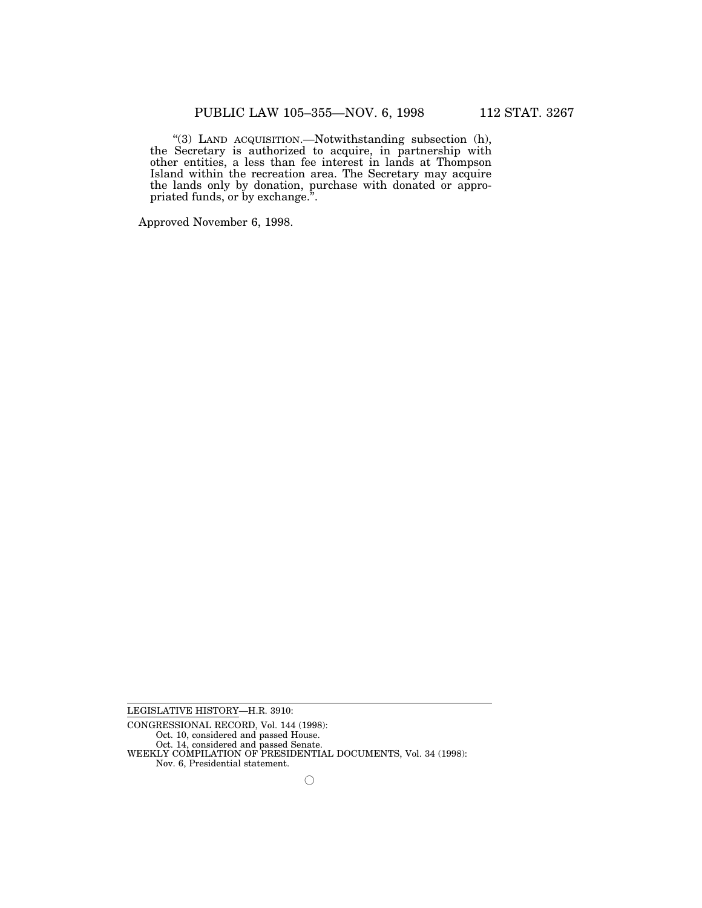"(3) LAND ACQUISITION.—Notwithstanding subsection (h), the Secretary is authorized to acquire, in partnership with other entities, a less than fee interest in lands at Thompson Island within the recreation area. The Secretary may acquire the lands only by donation, purchase with donated or appropriated funds, or by exchange.".

Approved November 6, 1998.

---

LEGISLATIVE HISTORY—H.R. 3910:

CONGRESSIONAL RECORD, Vol. 144 (1998):
- Oct. 10, considered and passed House.
- Oct. 14, considered and passed Senate.

WEEKLY COMPILATION OF PRESIDENTIAL DOCUMENTS, Vol. 34 (1998):
- Nov. 6, Presidential statement.